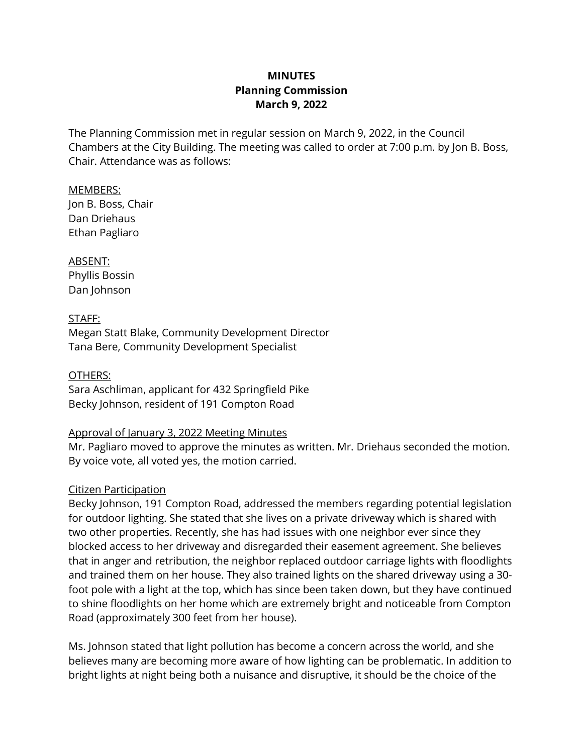# MINUTES
## Planning Commission
## March 9, 2022

The Planning Commission met in regular session on March 9, 2022, in the Council Chambers at the City Building. The meeting was called to order at 7:00 p.m. by Jon B. Boss, Chair. Attendance was as follows:

MEMBERS:
Jon B. Boss, Chair
Dan Driehaus
Ethan Pagliaro

ABSENT:
Phyllis Bossin
Dan Johnson

STAFF:
Megan Statt Blake, Community Development Director
Tana Bere, Community Development Specialist

OTHERS:
Sara Aschliman, applicant for 432 Springfield Pike
Becky Johnson, resident of 191 Compton Road

Approval of January 3, 2022 Meeting Minutes
Mr. Pagliaro moved to approve the minutes as written. Mr. Driehaus seconded the motion. By voice vote, all voted yes, the motion carried.

Citizen Participation
Becky Johnson, 191 Compton Road, addressed the members regarding potential legislation for outdoor lighting. She stated that she lives on a private driveway which is shared with two other properties. Recently, she has had issues with one neighbor ever since they blocked access to her driveway and disregarded their easement agreement. She believes that in anger and retribution, the neighbor replaced outdoor carriage lights with floodlights and trained them on her house. They also trained lights on the shared driveway using a 30-foot pole with a light at the top, which has since been taken down, but they have continued to shine floodlights on her home which are extremely bright and noticeable from Compton Road (approximately 300 feet from her house).

Ms. Johnson stated that light pollution has become a concern across the world, and she believes many are becoming more aware of how lighting can be problematic. In addition to bright lights at night being both a nuisance and disruptive, it should be the choice of the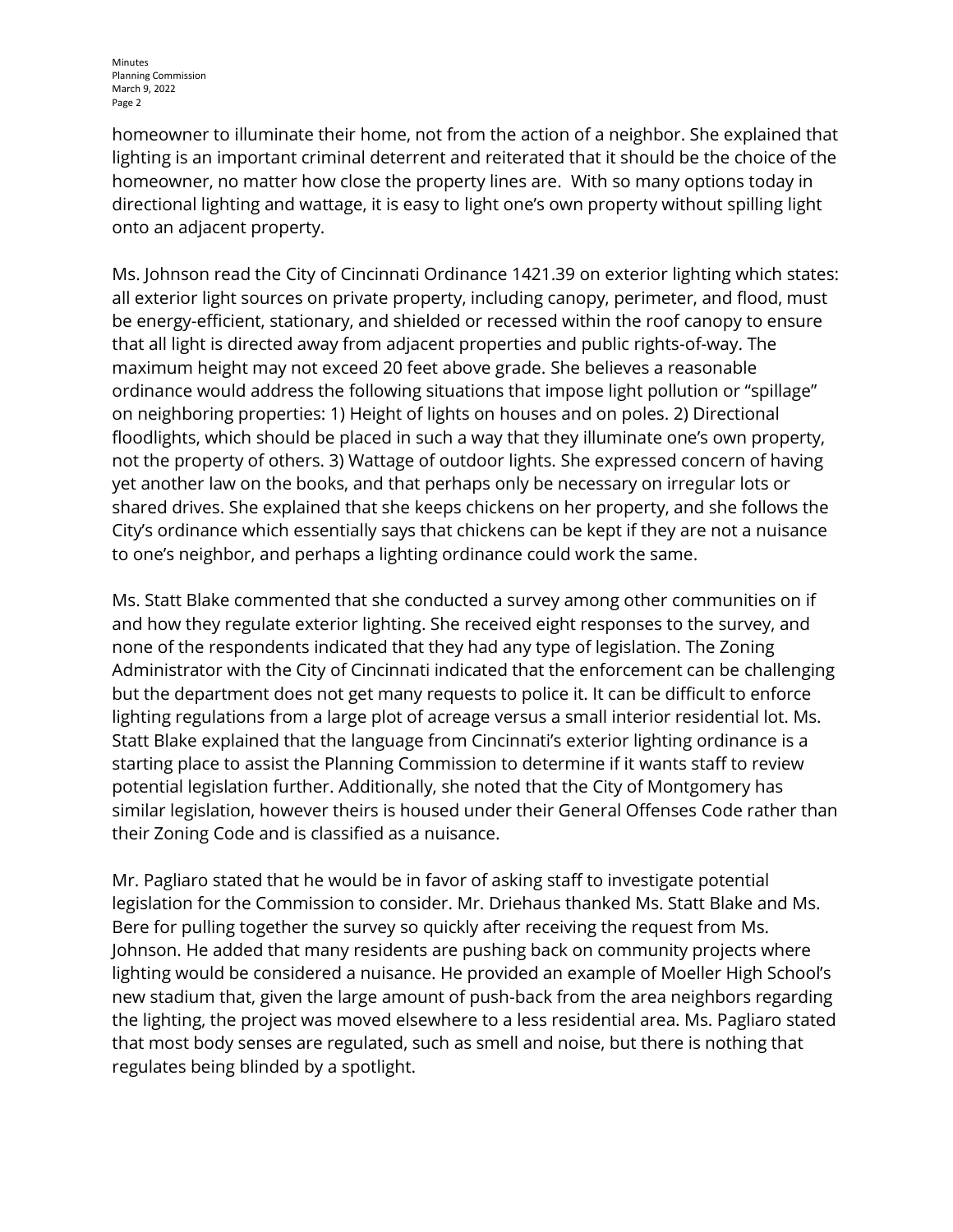homeowner to illuminate their home, not from the action of a neighbor. She explained that lighting is an important criminal deterrent and reiterated that it should be the choice of the homeowner, no matter how close the property lines are. With so many options today in directional lighting and wattage, it is easy to light one's own property without spilling light onto an adjacent property.

Ms. Johnson read the City of Cincinnati Ordinance 1421.39 on exterior lighting which states: all exterior light sources on private property, including canopy, perimeter, and flood, must be energy-efficient, stationary, and shielded or recessed within the roof canopy to ensure that all light is directed away from adjacent properties and public rights-of-way. The maximum height may not exceed 20 feet above grade. She believes a reasonable ordinance would address the following situations that impose light pollution or "spillage" on neighboring properties: 1) Height of lights on houses and on poles. 2) Directional floodlights, which should be placed in such a way that they illuminate one's own property, not the property of others. 3) Wattage of outdoor lights. She expressed concern of having yet another law on the books, and that perhaps only be necessary on irregular lots or shared drives. She explained that she keeps chickens on her property, and she follows the City's ordinance which essentially says that chickens can be kept if they are not a nuisance to one's neighbor, and perhaps a lighting ordinance could work the same.

Ms. Statt Blake commented that she conducted a survey among other communities on if and how they regulate exterior lighting. She received eight responses to the survey, and none of the respondents indicated that they had any type of legislation. The Zoning Administrator with the City of Cincinnati indicated that the enforcement can be challenging but the department does not get many requests to police it. It can be difficult to enforce lighting regulations from a large plot of acreage versus a small interior residential lot. Ms. Statt Blake explained that the language from Cincinnati's exterior lighting ordinance is a starting place to assist the Planning Commission to determine if it wants staff to review potential legislation further. Additionally, she noted that the City of Montgomery has similar legislation, however theirs is housed under their General Offenses Code rather than their Zoning Code and is classified as a nuisance.

Mr. Pagliaro stated that he would be in favor of asking staff to investigate potential legislation for the Commission to consider. Mr. Driehaus thanked Ms. Statt Blake and Ms. Bere for pulling together the survey so quickly after receiving the request from Ms. Johnson. He added that many residents are pushing back on community projects where lighting would be considered a nuisance. He provided an example of Moeller High School's new stadium that, given the large amount of push-back from the area neighbors regarding the lighting, the project was moved elsewhere to a less residential area. Ms. Pagliaro stated that most body senses are regulated, such as smell and noise, but there is nothing that regulates being blinded by a spotlight.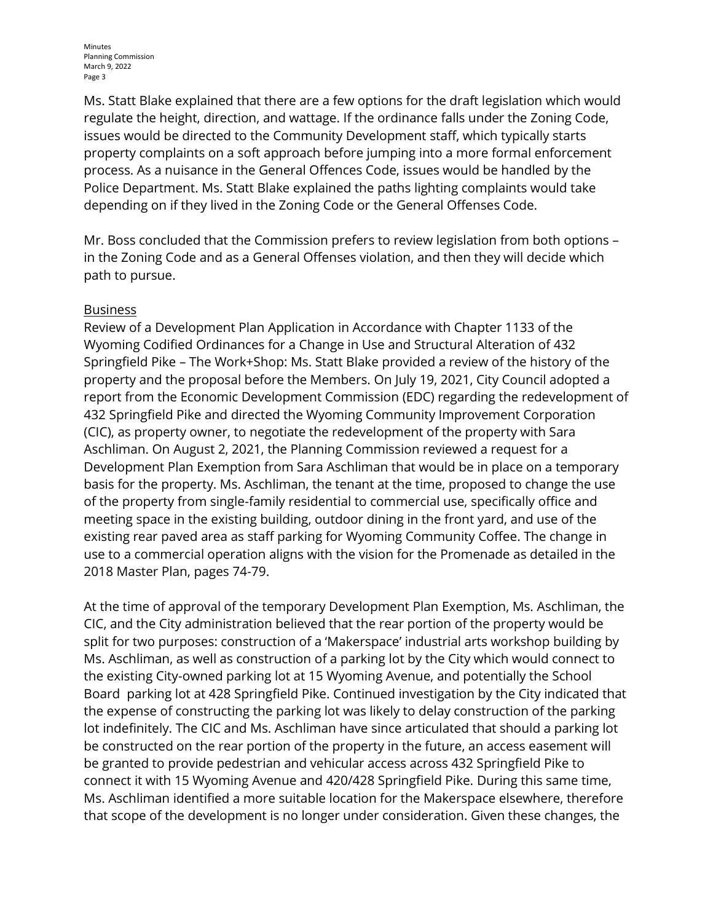Ms. Statt Blake explained that there are a few options for the draft legislation which would regulate the height, direction, and wattage. If the ordinance falls under the Zoning Code, issues would be directed to the Community Development staff, which typically starts property complaints on a soft approach before jumping into a more formal enforcement process. As a nuisance in the General Offences Code, issues would be handled by the Police Department. Ms. Statt Blake explained the paths lighting complaints would take depending on if they lived in the Zoning Code or the General Offenses Code.

Mr. Boss concluded that the Commission prefers to review legislation from both options – in the Zoning Code and as a General Offenses violation, and then they will decide which path to pursue.

<u>Business</u>

Review of a Development Plan Application in Accordance with Chapter 1133 of the Wyoming Codified Ordinances for a Change in Use and Structural Alteration of 432 Springfield Pike – The Work+Shop: Ms. Statt Blake provided a review of the history of the property and the proposal before the Members. On July 19, 2021, City Council adopted a report from the Economic Development Commission (EDC) regarding the redevelopment of 432 Springfield Pike and directed the Wyoming Community Improvement Corporation (CIC), as property owner, to negotiate the redevelopment of the property with Sara Aschliman. On August 2, 2021, the Planning Commission reviewed a request for a Development Plan Exemption from Sara Aschliman that would be in place on a temporary basis for the property. Ms. Aschliman, the tenant at the time, proposed to change the use of the property from single-family residential to commercial use, specifically office and meeting space in the existing building, outdoor dining in the front yard, and use of the existing rear paved area as staff parking for Wyoming Community Coffee. The change in use to a commercial operation aligns with the vision for the Promenade as detailed in the 2018 Master Plan, pages 74-79.

At the time of approval of the temporary Development Plan Exemption, Ms. Aschliman, the CIC, and the City administration believed that the rear portion of the property would be split for two purposes: construction of a 'Makerspace' industrial arts workshop building by Ms. Aschliman, as well as construction of a parking lot by the City which would connect to the existing City-owned parking lot at 15 Wyoming Avenue, and potentially the School Board parking lot at 428 Springfield Pike. Continued investigation by the City indicated that the expense of constructing the parking lot was likely to delay construction of the parking lot indefinitely. The CIC and Ms. Aschliman have since articulated that should a parking lot be constructed on the rear portion of the property in the future, an access easement will be granted to provide pedestrian and vehicular access across 432 Springfield Pike to connect it with 15 Wyoming Avenue and 420/428 Springfield Pike. During this same time, Ms. Aschliman identified a more suitable location for the Makerspace elsewhere, therefore that scope of the development is no longer under consideration. Given these changes, the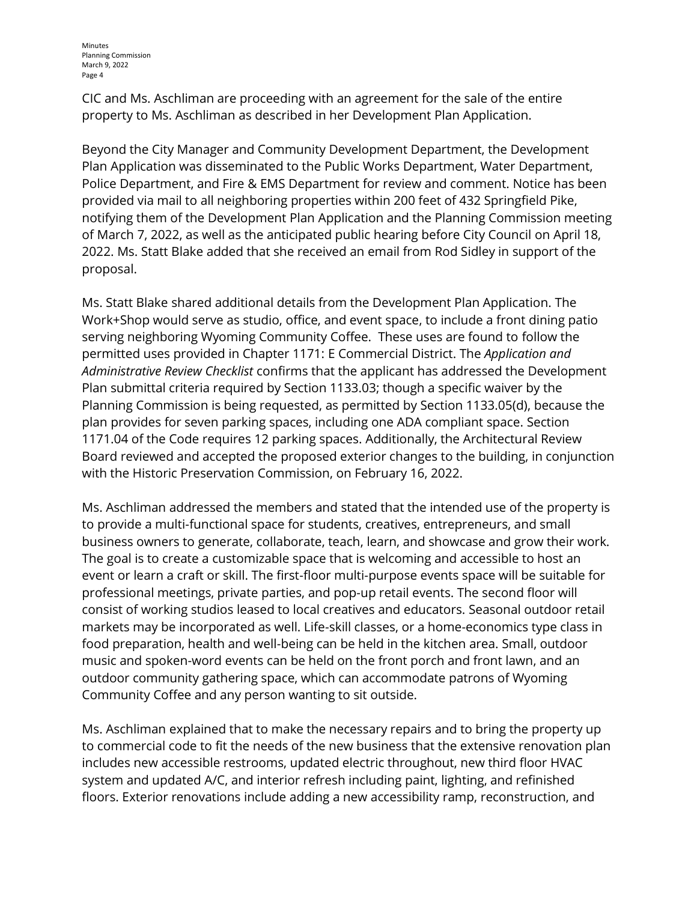CIC and Ms. Aschliman are proceeding with an agreement for the sale of the entire property to Ms. Aschliman as described in her Development Plan Application.

Beyond the City Manager and Community Development Department, the Development Plan Application was disseminated to the Public Works Department, Water Department, Police Department, and Fire & EMS Department for review and comment. Notice has been provided via mail to all neighboring properties within 200 feet of 432 Springfield Pike, notifying them of the Development Plan Application and the Planning Commission meeting of March 7, 2022, as well as the anticipated public hearing before City Council on April 18, 2022. Ms. Statt Blake added that she received an email from Rod Sidley in support of the proposal.

Ms. Statt Blake shared additional details from the Development Plan Application. The Work+Shop would serve as studio, office, and event space, to include a front dining patio serving neighboring Wyoming Community Coffee. These uses are found to follow the permitted uses provided in Chapter 1171: E Commercial District. The *Application and Administrative Review Checklist* confirms that the applicant has addressed the Development Plan submittal criteria required by Section 1133.03; though a specific waiver by the Planning Commission is being requested, as permitted by Section 1133.05(d), because the plan provides for seven parking spaces, including one ADA compliant space. Section 1171.04 of the Code requires 12 parking spaces. Additionally, the Architectural Review Board reviewed and accepted the proposed exterior changes to the building, in conjunction with the Historic Preservation Commission, on February 16, 2022.

Ms. Aschliman addressed the members and stated that the intended use of the property is to provide a multi-functional space for students, creatives, entrepreneurs, and small business owners to generate, collaborate, teach, learn, and showcase and grow their work. The goal is to create a customizable space that is welcoming and accessible to host an event or learn a craft or skill. The first-floor multi-purpose events space will be suitable for professional meetings, private parties, and pop-up retail events. The second floor will consist of working studios leased to local creatives and educators. Seasonal outdoor retail markets may be incorporated as well. Life-skill classes, or a home-economics type class in food preparation, health and well-being can be held in the kitchen area. Small, outdoor music and spoken-word events can be held on the front porch and front lawn, and an outdoor community gathering space, which can accommodate patrons of Wyoming Community Coffee and any person wanting to sit outside.

Ms. Aschliman explained that to make the necessary repairs and to bring the property up to commercial code to fit the needs of the new business that the extensive renovation plan includes new accessible restrooms, updated electric throughout, new third floor HVAC system and updated A/C, and interior refresh including paint, lighting, and refinished floors. Exterior renovations include adding a new accessibility ramp, reconstruction, and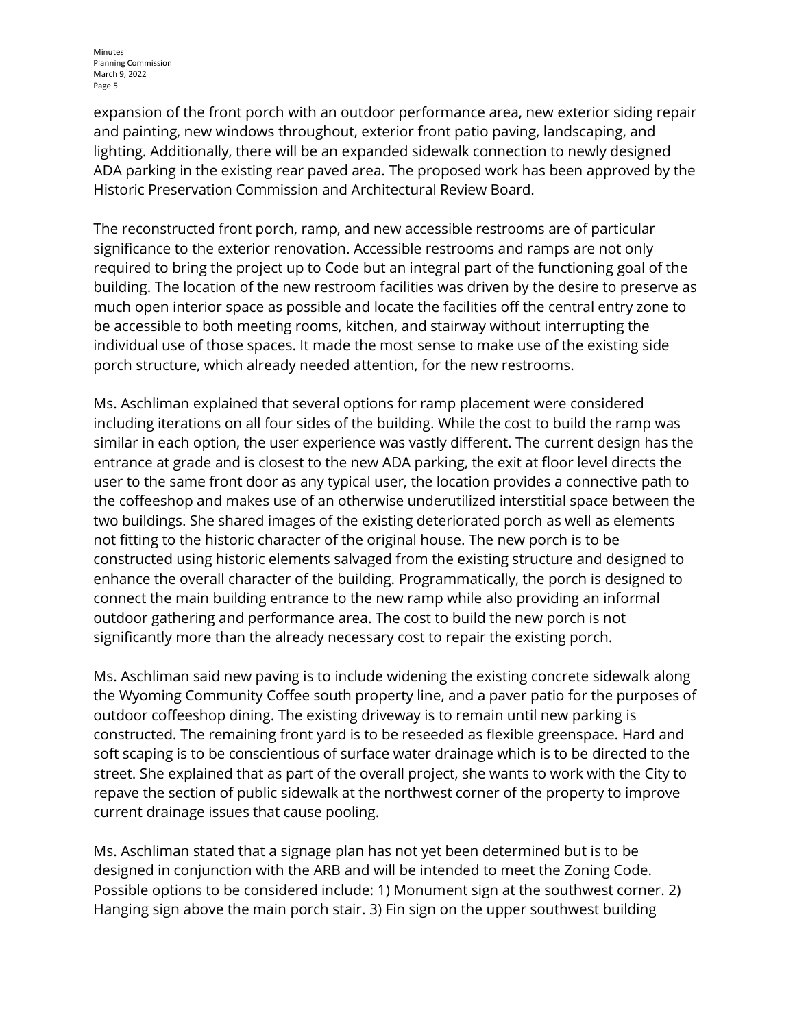expansion of the front porch with an outdoor performance area, new exterior siding repair and painting, new windows throughout, exterior front patio paving, landscaping, and lighting. Additionally, there will be an expanded sidewalk connection to newly designed ADA parking in the existing rear paved area. The proposed work has been approved by the Historic Preservation Commission and Architectural Review Board.

The reconstructed front porch, ramp, and new accessible restrooms are of particular significance to the exterior renovation. Accessible restrooms and ramps are not only required to bring the project up to Code but an integral part of the functioning goal of the building. The location of the new restroom facilities was driven by the desire to preserve as much open interior space as possible and locate the facilities off the central entry zone to be accessible to both meeting rooms, kitchen, and stairway without interrupting the individual use of those spaces. It made the most sense to make use of the existing side porch structure, which already needed attention, for the new restrooms.

Ms. Aschliman explained that several options for ramp placement were considered including iterations on all four sides of the building. While the cost to build the ramp was similar in each option, the user experience was vastly different. The current design has the entrance at grade and is closest to the new ADA parking, the exit at floor level directs the user to the same front door as any typical user, the location provides a connective path to the coffeeshop and makes use of an otherwise underutilized interstitial space between the two buildings. She shared images of the existing deteriorated porch as well as elements not fitting to the historic character of the original house. The new porch is to be constructed using historic elements salvaged from the existing structure and designed to enhance the overall character of the building. Programmatically, the porch is designed to connect the main building entrance to the new ramp while also providing an informal outdoor gathering and performance area. The cost to build the new porch is not significantly more than the already necessary cost to repair the existing porch.

Ms. Aschliman said new paving is to include widening the existing concrete sidewalk along the Wyoming Community Coffee south property line, and a paver patio for the purposes of outdoor coffeeshop dining. The existing driveway is to remain until new parking is constructed. The remaining front yard is to be reseeded as flexible greenspace. Hard and soft scaping is to be conscientious of surface water drainage which is to be directed to the street. She explained that as part of the overall project, she wants to work with the City to repave the section of public sidewalk at the northwest corner of the property to improve current drainage issues that cause pooling.

Ms. Aschliman stated that a signage plan has not yet been determined but is to be designed in conjunction with the ARB and will be intended to meet the Zoning Code. Possible options to be considered include: 1) Monument sign at the southwest corner. 2) Hanging sign above the main porch stair. 3) Fin sign on the upper southwest building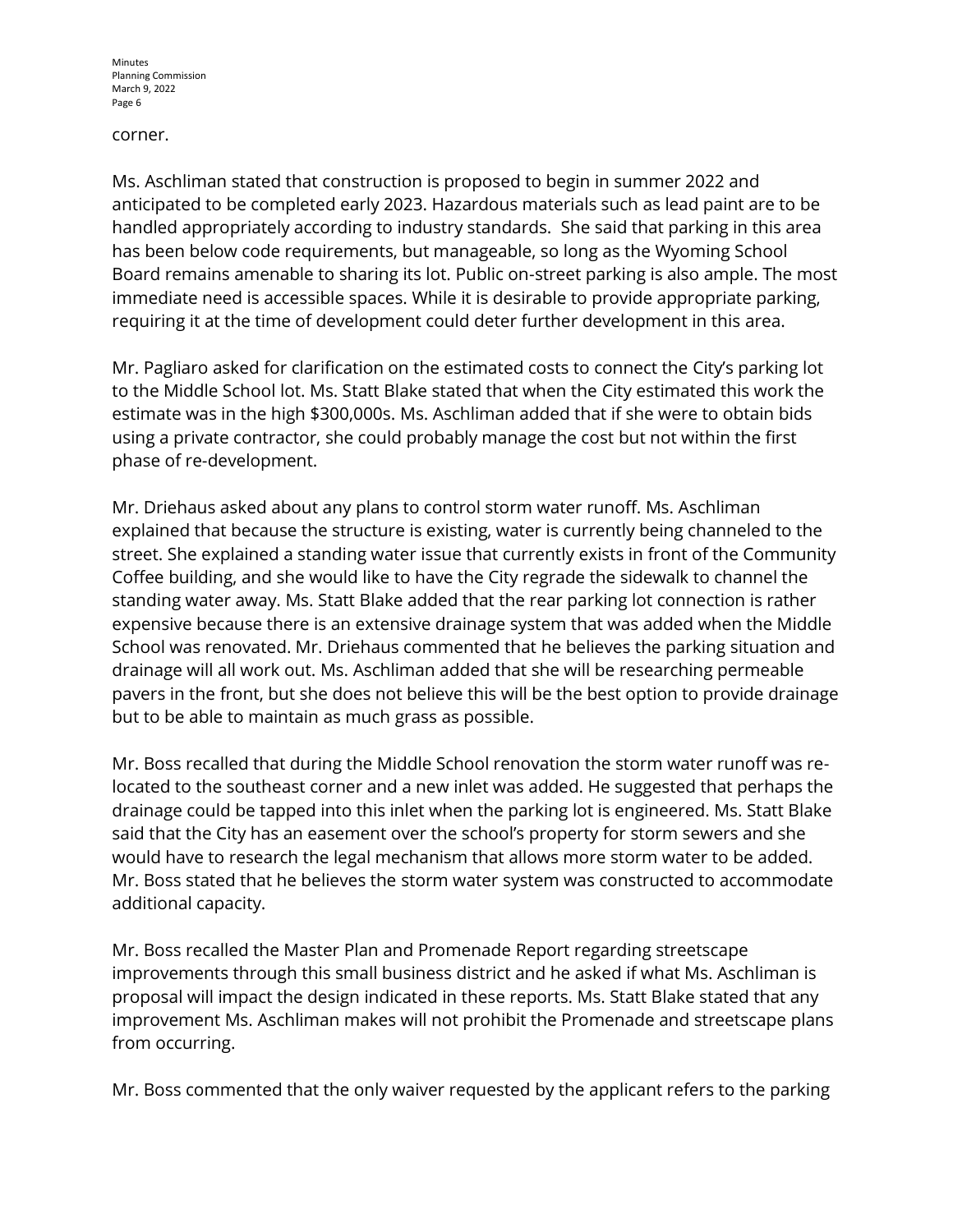corner.

Ms. Aschliman stated that construction is proposed to begin in summer 2022 and anticipated to be completed early 2023. Hazardous materials such as lead paint are to be handled appropriately according to industry standards. She said that parking in this area has been below code requirements, but manageable, so long as the Wyoming School Board remains amenable to sharing its lot. Public on-street parking is also ample. The most immediate need is accessible spaces. While it is desirable to provide appropriate parking, requiring it at the time of development could deter further development in this area.

Mr. Pagliaro asked for clarification on the estimated costs to connect the City's parking lot to the Middle School lot. Ms. Statt Blake stated that when the City estimated this work the estimate was in the high $300,000s. Ms. Aschliman added that if she were to obtain bids using a private contractor, she could probably manage the cost but not within the first phase of re-development.

Mr. Driehaus asked about any plans to control storm water runoff. Ms. Aschliman explained that because the structure is existing, water is currently being channeled to the street. She explained a standing water issue that currently exists in front of the Community Coffee building, and she would like to have the City regrade the sidewalk to channel the standing water away. Ms. Statt Blake added that the rear parking lot connection is rather expensive because there is an extensive drainage system that was added when the Middle School was renovated. Mr. Driehaus commented that he believes the parking situation and drainage will all work out. Ms. Aschliman added that she will be researching permeable pavers in the front, but she does not believe this will be the best option to provide drainage but to be able to maintain as much grass as possible.

Mr. Boss recalled that during the Middle School renovation the storm water runoff was re-located to the southeast corner and a new inlet was added. He suggested that perhaps the drainage could be tapped into this inlet when the parking lot is engineered. Ms. Statt Blake said that the City has an easement over the school's property for storm sewers and she would have to research the legal mechanism that allows more storm water to be added. Mr. Boss stated that he believes the storm water system was constructed to accommodate additional capacity.

Mr. Boss recalled the Master Plan and Promenade Report regarding streetscape improvements through this small business district and he asked if what Ms. Aschliman is proposal will impact the design indicated in these reports. Ms. Statt Blake stated that any improvement Ms. Aschliman makes will not prohibit the Promenade and streetscape plans from occurring.

Mr. Boss commented that the only waiver requested by the applicant refers to the parking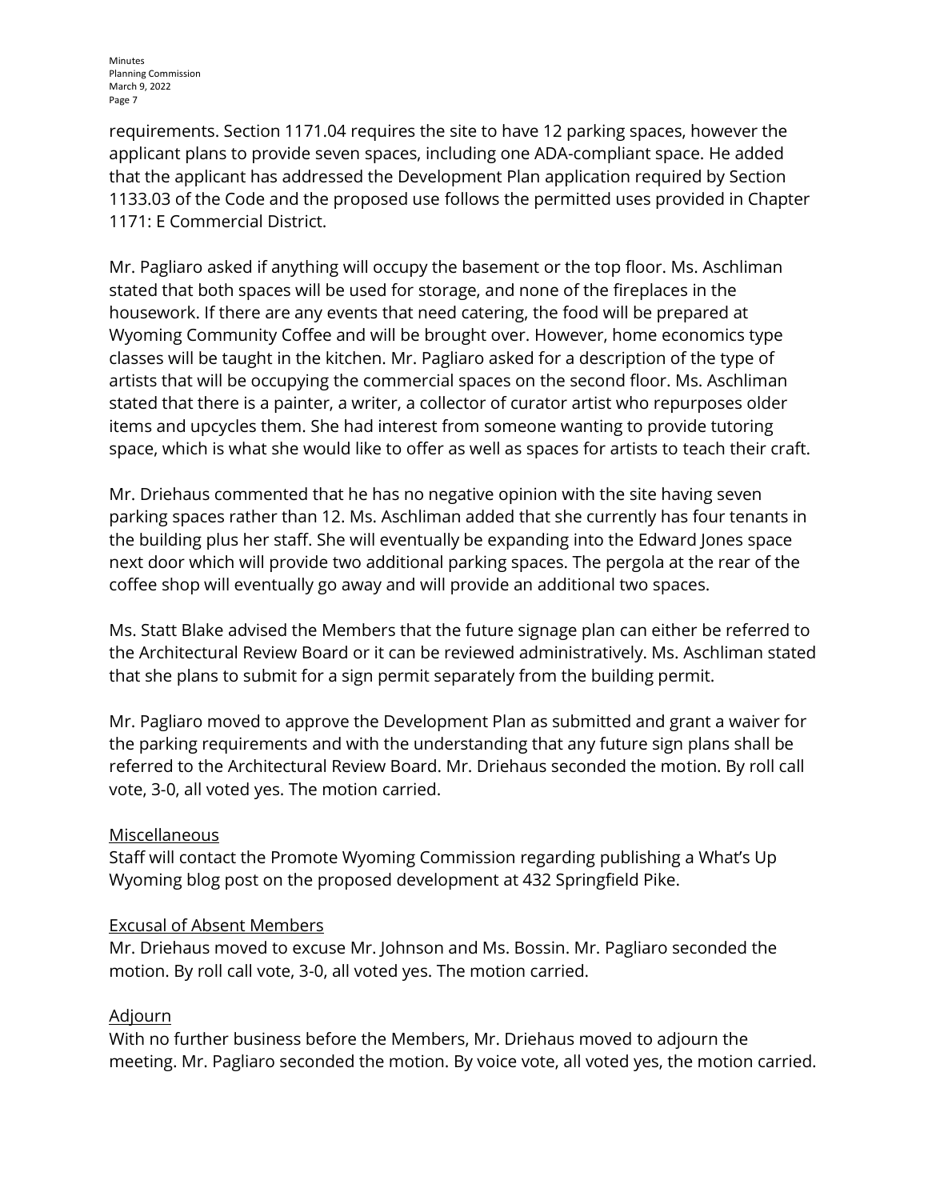requirements. Section 1171.04 requires the site to have 12 parking spaces, however the applicant plans to provide seven spaces, including one ADA-compliant space. He added that the applicant has addressed the Development Plan application required by Section 1133.03 of the Code and the proposed use follows the permitted uses provided in Chapter 1171: E Commercial District.

Mr. Pagliaro asked if anything will occupy the basement or the top floor. Ms. Aschliman stated that both spaces will be used for storage, and none of the fireplaces in the housework. If there are any events that need catering, the food will be prepared at Wyoming Community Coffee and will be brought over. However, home economics type classes will be taught in the kitchen. Mr. Pagliaro asked for a description of the type of artists that will be occupying the commercial spaces on the second floor. Ms. Aschliman stated that there is a painter, a writer, a collector of curator artist who repurposes older items and upcycles them. She had interest from someone wanting to provide tutoring space, which is what she would like to offer as well as spaces for artists to teach their craft.

Mr. Driehaus commented that he has no negative opinion with the site having seven parking spaces rather than 12. Ms. Aschliman added that she currently has four tenants in the building plus her staff. She will eventually be expanding into the Edward Jones space next door which will provide two additional parking spaces. The pergola at the rear of the coffee shop will eventually go away and will provide an additional two spaces.

Ms. Statt Blake advised the Members that the future signage plan can either be referred to the Architectural Review Board or it can be reviewed administratively. Ms. Aschliman stated that she plans to submit for a sign permit separately from the building permit.

Mr. Pagliaro moved to approve the Development Plan as submitted and grant a waiver for the parking requirements and with the understanding that any future sign plans shall be referred to the Architectural Review Board. Mr. Driehaus seconded the motion. By roll call vote, 3-0, all voted yes. The motion carried.

<u>Miscellaneous</u>
Staff will contact the Promote Wyoming Commission regarding publishing a What's Up Wyoming blog post on the proposed development at 432 Springfield Pike.

<u>Excusal of Absent Members</u>
Mr. Driehaus moved to excuse Mr. Johnson and Ms. Bossin. Mr. Pagliaro seconded the motion. By roll call vote, 3-0, all voted yes. The motion carried.

<u>Adjourn</u>
With no further business before the Members, Mr. Driehaus moved to adjourn the meeting. Mr. Pagliaro seconded the motion. By voice vote, all voted yes, the motion carried.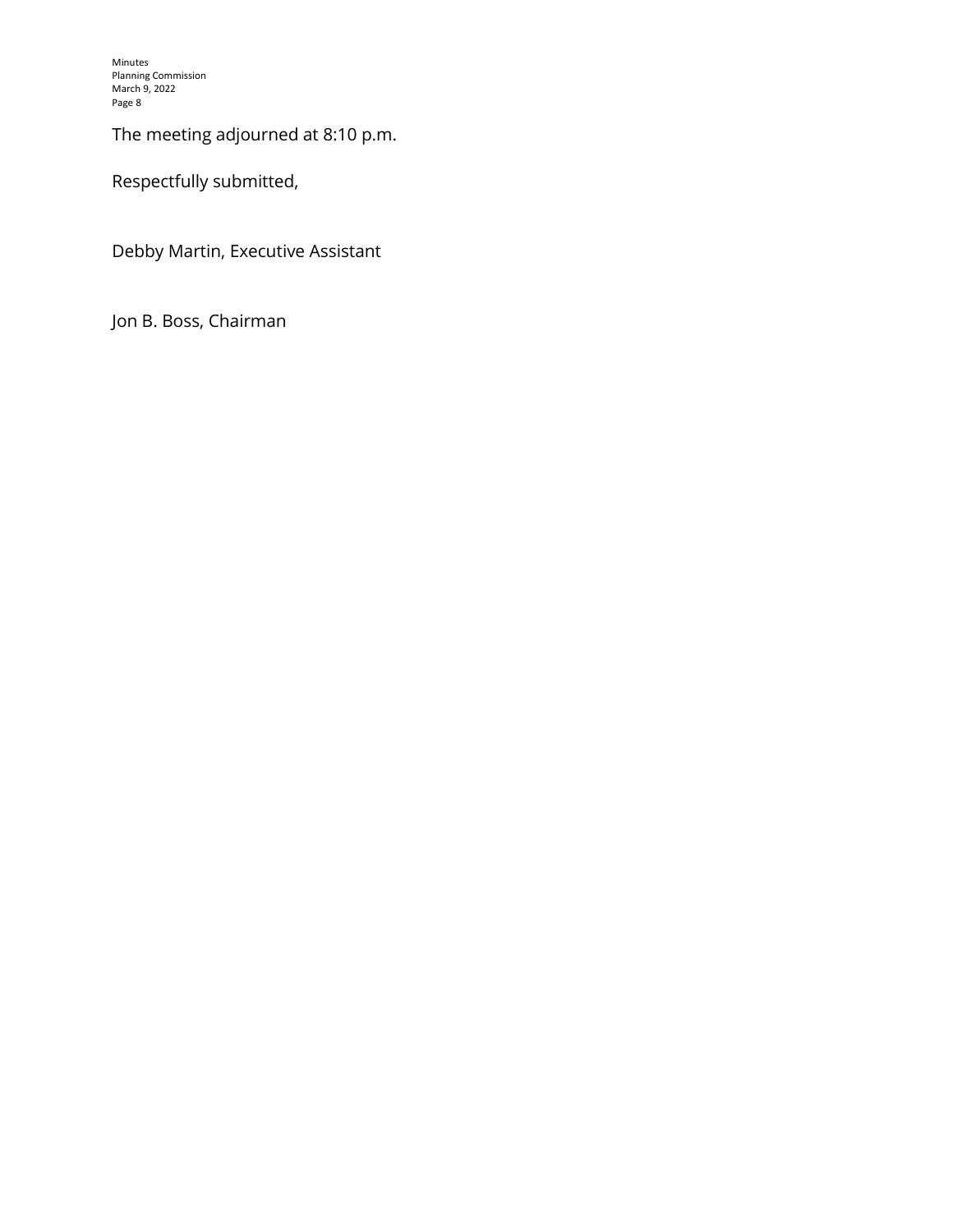The meeting adjourned at 8:10 p.m.

Respectfully submitted,

Debby Martin, Executive Assistant

Jon B. Boss, Chairman